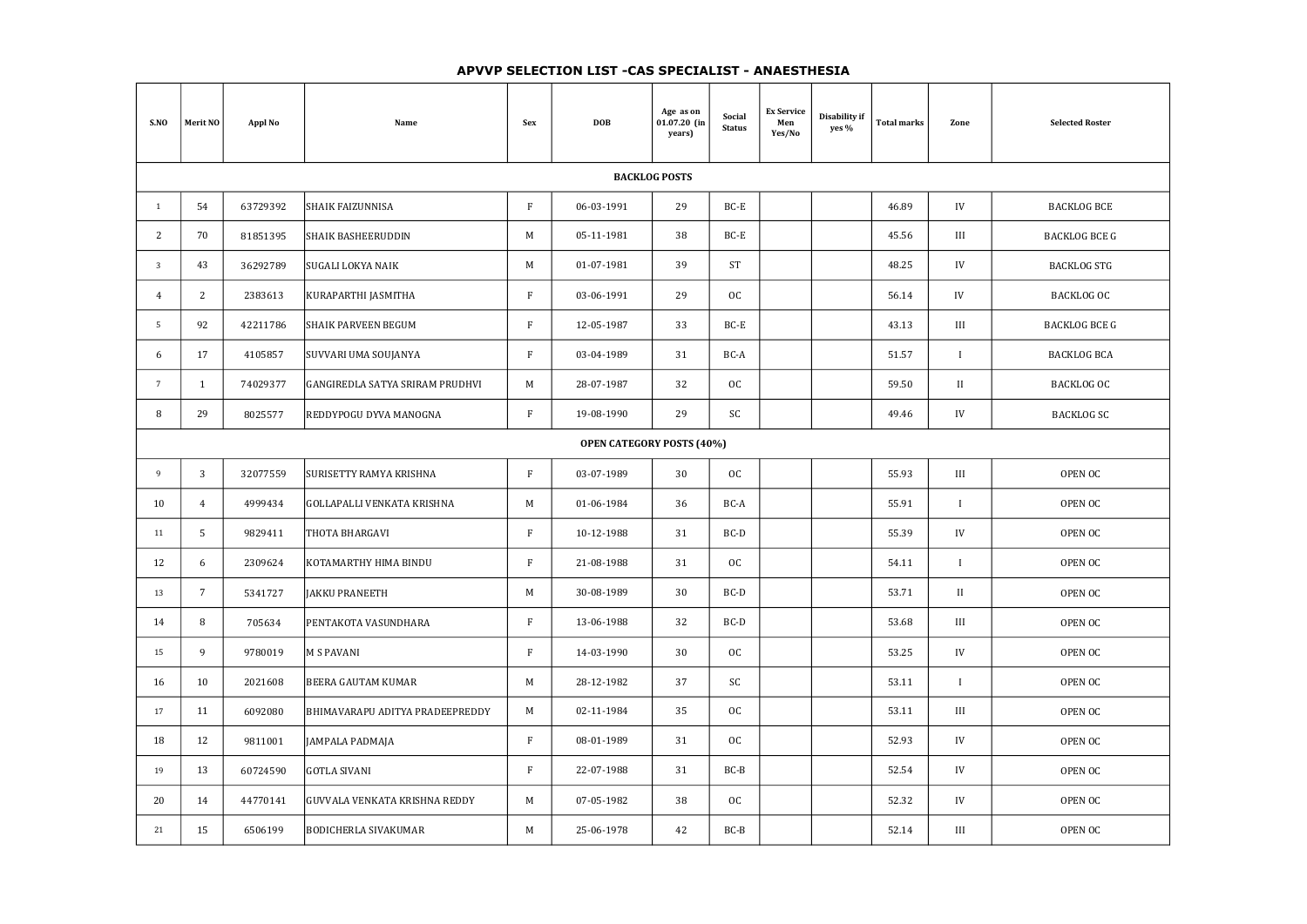## APVVP SELECTION LIST -CAS SPECIALIST - ANAESTHESIA

| S.NO | Merit NO | Appl No | Name | Sex | DOB | Age as on 01.07.20 (in years) | Social Status | Ex Service Men Yes/No | Disability if yes % | Total marks | Zone | Selected Roster |
|---|---|---|---|---|---|---|---|---|---|---|---|---|
| **BACKLOG POSTS** | | | | | | | | | | | | |
| 1 | 54 | 63729392 | SHAIK FAIZUNNISA | F | 06-03-1991 | 29 | BC-E | | | 46.89 | IV | BACKLOG BCE |
| 2 | 70 | 81851395 | SHAIK BASHEERUDDIN | M | 05-11-1981 | 38 | BC-E | | | 45.56 | III | BACKLOG BCE G |
| 3 | 43 | 36292789 | SUGALI LOKYA NAIK | M | 01-07-1981 | 39 | ST | | | 48.25 | IV | BACKLOG STG |
| 4 | 2 | 2383613 | KURAPARTHI JASMITHA | F | 03-06-1991 | 29 | OC | | | 56.14 | IV | BACKLOG OC |
| 5 | 92 | 42211786 | SHAIK PARVEEN BEGUM | F | 12-05-1987 | 33 | BC-E | | | 43.13 | III | BACKLOG BCE G |
| 6 | 17 | 4105857 | SUVVARI UMA SOUJANYA | F | 03-04-1989 | 31 | BC-A | | | 51.57 | I | BACKLOG BCA |
| 7 | 1 | 74029377 | GANGIREDLA SATYA SRIRAM PRUDHVI | M | 28-07-1987 | 32 | OC | | | 59.50 | II | BACKLOG OC |
| 8 | 29 | 8025577 | REDDYPOGU DYVA MANOGNA | F | 19-08-1990 | 29 | SC | | | 49.46 | IV | BACKLOG SC |
| **OPEN CATEGORY POSTS (40%)** | | | | | | | | | | | | |
| 9 | 3 | 32077559 | SURISETTY RAMYA KRISHNA | F | 03-07-1989 | 30 | OC | | | 55.93 | III | OPEN OC |
| 10 | 4 | 4999434 | GOLLAPALLI VENKATA KRISHNA | M | 01-06-1984 | 36 | BC-A | | | 55.91 | I | OPEN OC |
| 11 | 5 | 9829411 | THOTA BHARGAVI | F | 10-12-1988 | 31 | BC-D | | | 55.39 | IV | OPEN OC |
| 12 | 6 | 2309624 | KOTAMARTHY HIMA BINDU | F | 21-08-1988 | 31 | OC | | | 54.11 | I | OPEN OC |
| 13 | 7 | 5341727 | JAKKU PRANEETH | M | 30-08-1989 | 30 | BC-D | | | 53.71 | II | OPEN OC |
| 14 | 8 | 705634 | PENTAKOTA VASUNDHARA | F | 13-06-1988 | 32 | BC-D | | | 53.68 | III | OPEN OC |
| 15 | 9 | 9780019 | M S PAVANI | F | 14-03-1990 | 30 | OC | | | 53.25 | IV | OPEN OC |
| 16 | 10 | 2021608 | BEERA GAUTAM KUMAR | M | 28-12-1982 | 37 | SC | | | 53.11 | I | OPEN OC |
| 17 | 11 | 6092080 | BHIMAVARAPU ADITYA PRADEEPREDDY | M | 02-11-1984 | 35 | OC | | | 53.11 | III | OPEN OC |
| 18 | 12 | 9811001 | JAMPALA PADMAJA | F | 08-01-1989 | 31 | OC | | | 52.93 | IV | OPEN OC |
| 19 | 13 | 60724590 | GOTLA SIVANI | F | 22-07-1988 | 31 | BC-B | | | 52.54 | IV | OPEN OC |
| 20 | 14 | 44770141 | GUVVALA VENKATA KRISHNA REDDY | M | 07-05-1982 | 38 | OC | | | 52.32 | IV | OPEN OC |
| 21 | 15 | 6506199 | BODICHERLA SIVAKUMAR | M | 25-06-1978 | 42 | BC-B | | | 52.14 | III | OPEN OC |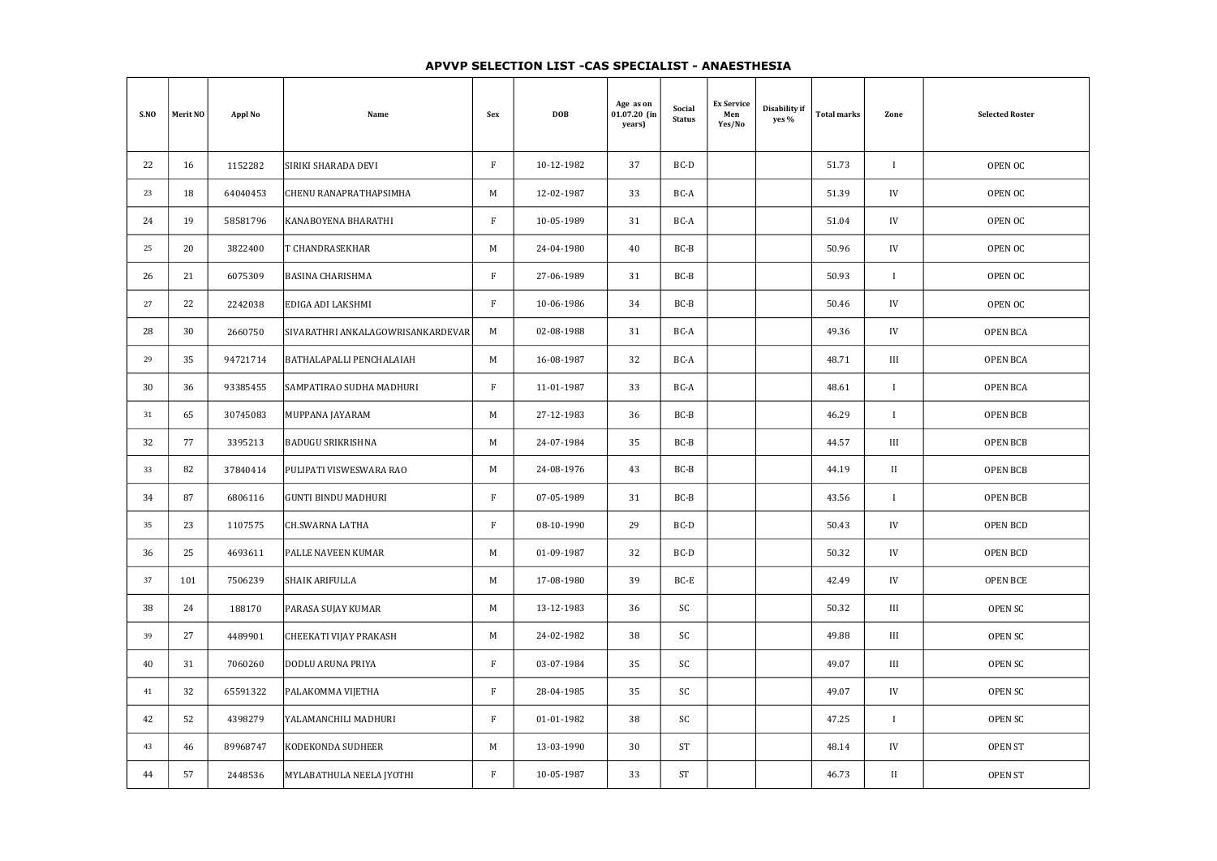## APVVP SELECTION LIST -CAS SPECIALIST - ANAESTHESIA

| S.NO | Merit NO | Appl No | Name | Sex | DOB | Age as on 01.07.20 (in years) | Social Status | Ex Service Men Yes/No | Disability if yes % | Total marks | Zone | Selected Roster |
|---|---|---|---|---|---|---|---|---|---|---|---|---|
| 22 | 16 | 1152282 | SIRIKI SHARADA DEVI | F | 10-12-1982 | 37 | BC-D | | | 51.73 | I | OPEN OC |
| 23 | 18 | 64040453 | CHENU RANAPRATHAPSIMHA | M | 12-02-1987 | 33 | BC-A | | | 51.39 | IV | OPEN OC |
| 24 | 19 | 58581796 | KANABOYENA BHARATHI | F | 10-05-1989 | 31 | BC-A | | | 51.04 | IV | OPEN OC |
| 25 | 20 | 3822400 | T CHANDRASEKHAR | M | 24-04-1980 | 40 | BC-B | | | 50.96 | IV | OPEN OC |
| 26 | 21 | 6075309 | BASINA CHARISHMA | F | 27-06-1989 | 31 | BC-B | | | 50.93 | I | OPEN OC |
| 27 | 22 | 2242038 | EDIGA ADI LAKSHMI | F | 10-06-1986 | 34 | BC-B | | | 50.46 | IV | OPEN OC |
| 28 | 30 | 2660750 | SIVARATHRI ANKALAGOWRISANKARDEVAR | M | 02-08-1988 | 31 | BC-A | | | 49.36 | IV | OPEN BCA |
| 29 | 35 | 94721714 | BATHALAPALLI PENCHALAIAH | M | 16-08-1987 | 32 | BC-A | | | 48.71 | III | OPEN BCA |
| 30 | 36 | 93385455 | SAMPATIRAO SUDHA MADHURI | F | 11-01-1987 | 33 | BC-A | | | 48.61 | I | OPEN BCA |
| 31 | 65 | 30745083 | MUPPANA JAYARAM | M | 27-12-1983 | 36 | BC-B | | | 46.29 | I | OPEN BCB |
| 32 | 77 | 3395213 | BADUGU SRIKRISHNA | M | 24-07-1984 | 35 | BC-B | | | 44.57 | III | OPEN BCB |
| 33 | 82 | 37840414 | PULIPATI VISWESWARA RAO | M | 24-08-1976 | 43 | BC-B | | | 44.19 | II | OPEN BCB |
| 34 | 87 | 6806116 | GUNTI BINDU MADHURI | F | 07-05-1989 | 31 | BC-B | | | 43.56 | I | OPEN BCB |
| 35 | 23 | 1107575 | CH.SWARNA LATHA | F | 08-10-1990 | 29 | BC-D | | | 50.43 | IV | OPEN BCD |
| 36 | 25 | 4693611 | PALLE NAVEEN KUMAR | M | 01-09-1987 | 32 | BC-D | | | 50.32 | IV | OPEN BCD |
| 37 | 101 | 7506239 | SHAIK ARIFULLA | M | 17-08-1980 | 39 | BC-E | | | 42.49 | IV | OPEN BCE |
| 38 | 24 | 188170 | PARASA SUJAY KUMAR | M | 13-12-1983 | 36 | SC | | | 50.32 | III | OPEN SC |
| 39 | 27 | 4489901 | CHEEKATI VIJAY PRAKASH | M | 24-02-1982 | 38 | SC | | | 49.88 | III | OPEN SC |
| 40 | 31 | 7060260 | DODLU ARUNA PRIYA | F | 03-07-1984 | 35 | SC | | | 49.07 | III | OPEN SC |
| 41 | 32 | 65591322 | PALAKOMMA VIJETHA | F | 28-04-1985 | 35 | SC | | | 49.07 | IV | OPEN SC |
| 42 | 52 | 4398279 | YALAMANCHILI MADHURI | F | 01-01-1982 | 38 | SC | | | 47.25 | I | OPEN SC |
| 43 | 46 | 89968747 | KODEKONDA SUDHEER | M | 13-03-1990 | 30 | ST | | | 48.14 | IV | OPEN ST |
| 44 | 57 | 2448536 | MYLABATHULA NEELA JYOTHI | F | 10-05-1987 | 33 | ST | | | 46.73 | II | OPEN ST |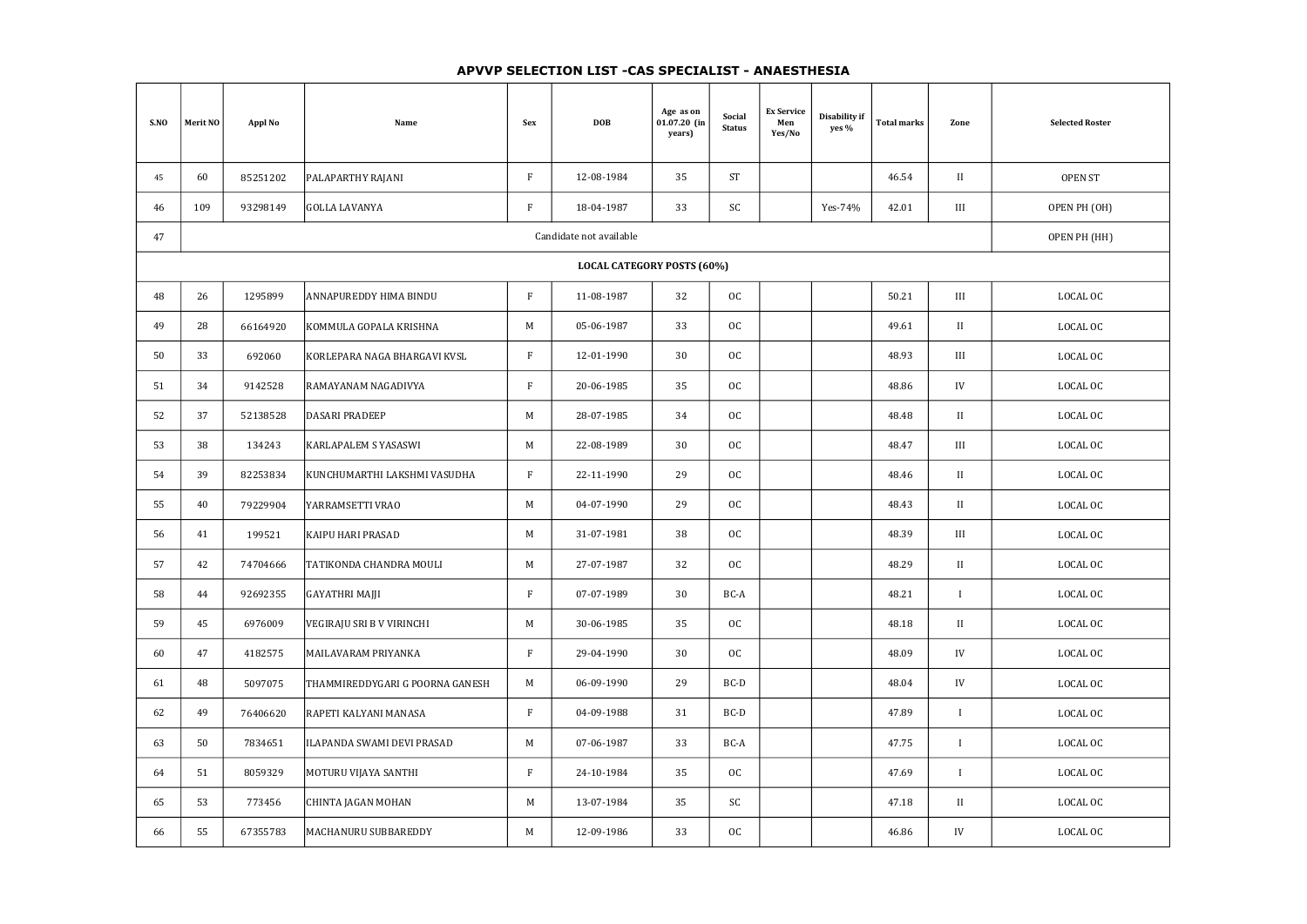## APVVP SELECTION LIST -CAS SPECIALIST - ANAESTHESIA

| S.NO | Merit NO | Appl No | Name | Sex | DOB | Age as on 01.07.20 (in years) | Social Status | Ex Service Men Yes/No | Disability if yes % | Total marks | Zone | Selected Roster |
|---|---|---|---|---|---|---|---|---|---|---|---|---|
| 45 | 60 | 85251202 | PALAPARTHY RAJANI | F | 12-08-1984 | 35 | ST | | | 46.54 | II | OPEN ST |
| 46 | 109 | 93298149 | GOLLA LAVANYA | F | 18-04-1987 | 33 | SC | | Yes-74% | 42.01 | III | OPEN PH (OH) |
| 47 | Candidate not available | | | | | | | | | | | OPEN PH (HH) |
| LOCAL CATEGORY POSTS (60%) | | | | | | | | | | | | |
| 48 | 26 | 1295899 | ANNAPUREDDY HIMA BINDU | F | 11-08-1987 | 32 | OC | | | 50.21 | III | LOCAL OC |
| 49 | 28 | 66164920 | KOMMULA GOPALA KRISHNA | M | 05-06-1987 | 33 | OC | | | 49.61 | II | LOCAL OC |
| 50 | 33 | 692060 | KORLEPARA NAGA BHARGAVI KVSL | F | 12-01-1990 | 30 | OC | | | 48.93 | III | LOCAL OC |
| 51 | 34 | 9142528 | RAMAYANAM NAGADIVYA | F | 20-06-1985 | 35 | OC | | | 48.86 | IV | LOCAL OC |
| 52 | 37 | 52138528 | DASARI PRADEEP | M | 28-07-1985 | 34 | OC | | | 48.48 | II | LOCAL OC |
| 53 | 38 | 134243 | KARLAPALEM S YASASWI | M | 22-08-1989 | 30 | OC | | | 48.47 | III | LOCAL OC |
| 54 | 39 | 82253834 | KUNCHUMARTHI LAKSHMI VASUDHA | F | 22-11-1990 | 29 | OC | | | 48.46 | II | LOCAL OC |
| 55 | 40 | 79229904 | YARRAMSETTI VRAO | M | 04-07-1990 | 29 | OC | | | 48.43 | II | LOCAL OC |
| 56 | 41 | 199521 | KAIPU HARI PRASAD | M | 31-07-1981 | 38 | OC | | | 48.39 | III | LOCAL OC |
| 57 | 42 | 74704666 | TATIKONDA CHANDRA MOULI | M | 27-07-1987 | 32 | OC | | | 48.29 | II | LOCAL OC |
| 58 | 44 | 92692355 | GAYATHRI MAJJI | F | 07-07-1989 | 30 | BC-A | | | 48.21 | I | LOCAL OC |
| 59 | 45 | 6976009 | VEGIRAJU SRI B V VIRINCHI | M | 30-06-1985 | 35 | OC | | | 48.18 | II | LOCAL OC |
| 60 | 47 | 4182575 | MAILAVARAM PRIYANKA | F | 29-04-1990 | 30 | OC | | | 48.09 | IV | LOCAL OC |
| 61 | 48 | 5097075 | THAMMIREDDYGARI G POORNA GANESH | M | 06-09-1990 | 29 | BC-D | | | 48.04 | IV | LOCAL OC |
| 62 | 49 | 76406620 | RAPETI KALYANI MANASA | F | 04-09-1988 | 31 | BC-D | | | 47.89 | I | LOCAL OC |
| 63 | 50 | 7834651 | ILAPANDA SWAMI DEVI PRASAD | M | 07-06-1987 | 33 | BC-A | | | 47.75 | I | LOCAL OC |
| 64 | 51 | 8059329 | MOTURU VIJAYA SANTHI | F | 24-10-1984 | 35 | OC | | | 47.69 | I | LOCAL OC |
| 65 | 53 | 773456 | CHINTA JAGAN MOHAN | M | 13-07-1984 | 35 | SC | | | 47.18 | II | LOCAL OC |
| 66 | 55 | 67355783 | MACHANURU SUBBAREDDY | M | 12-09-1986 | 33 | OC | | | 46.86 | IV | LOCAL OC |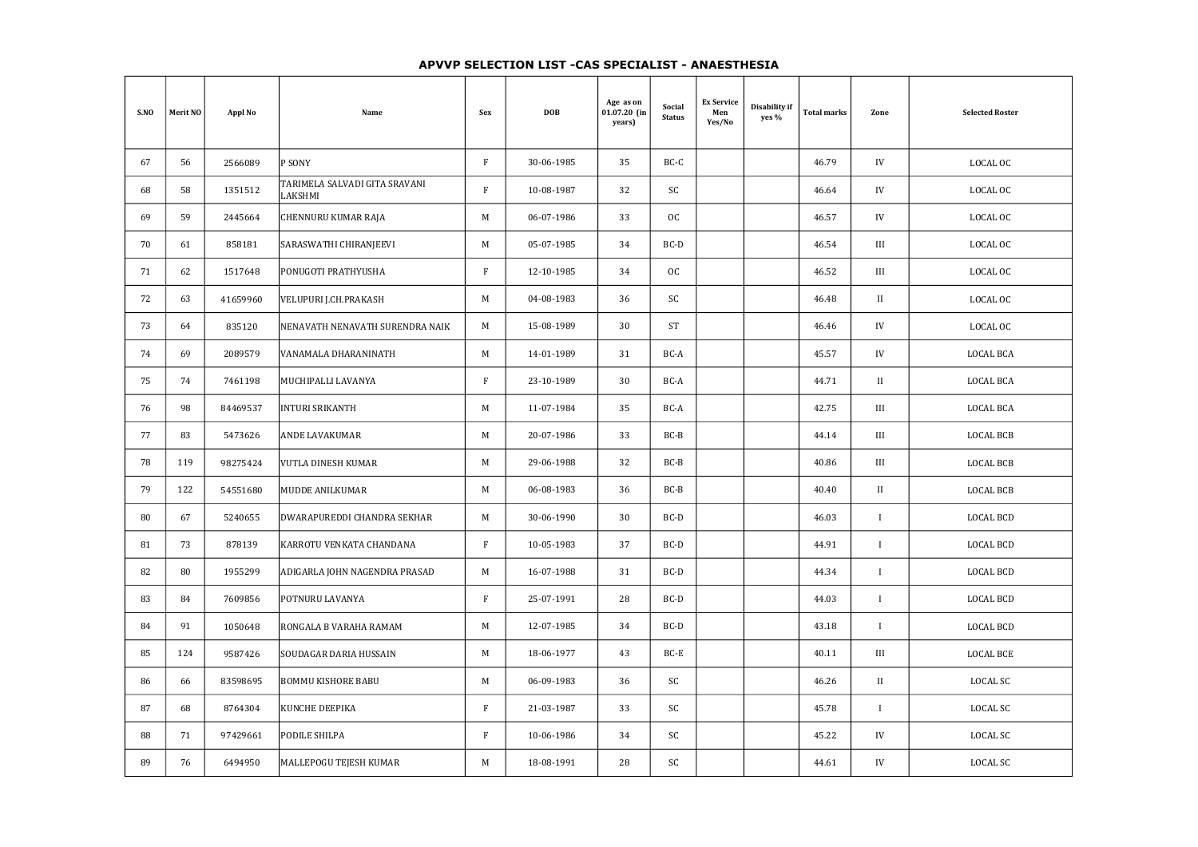## APVVP SELECTION LIST -CAS SPECIALIST - ANAESTHESIA

| S.NO | Merit NO | Appl No | Name | Sex | DOB | Age as on 01.07.20 (in years) | Social Status | Ex Service Men Yes/No | Disability if yes % | Total marks | Zone | Selected Roster |
|---|---|---|---|---|---|---|---|---|---|---|---|---|
| 67 | 56 | 2566089 | P SONY | F | 30-06-1985 | 35 | BC-C | | | 46.79 | IV | LOCAL OC |
| 68 | 58 | 1351512 | TARIMELA SALVADI GITA SRAVANI LAKSHMI | F | 10-08-1987 | 32 | SC | | | 46.64 | IV | LOCAL OC |
| 69 | 59 | 2445664 | CHENNURU KUMAR RAJA | M | 06-07-1986 | 33 | OC | | | 46.57 | IV | LOCAL OC |
| 70 | 61 | 858181 | SARASWATHI CHIRANJEEVI | M | 05-07-1985 | 34 | BC-D | | | 46.54 | III | LOCAL OC |
| 71 | 62 | 1517648 | PONUGOTI PRATHYUSHA | F | 12-10-1985 | 34 | OC | | | 46.52 | III | LOCAL OC |
| 72 | 63 | 41659960 | VELUPURI J.CH.PRAKASH | M | 04-08-1983 | 36 | SC | | | 46.48 | II | LOCAL OC |
| 73 | 64 | 835120 | NENAVATH NENAVATH SURENDRA NAIK | M | 15-08-1989 | 30 | ST | | | 46.46 | IV | LOCAL OC |
| 74 | 69 | 2089579 | VANAMALA DHARANINATH | M | 14-01-1989 | 31 | BC-A | | | 45.57 | IV | LOCAL BCA |
| 75 | 74 | 7461198 | MUCHIPALLI LAVANYA | F | 23-10-1989 | 30 | BC-A | | | 44.71 | II | LOCAL BCA |
| 76 | 98 | 84469537 | INTURI SRIKANTH | M | 11-07-1984 | 35 | BC-A | | | 42.75 | III | LOCAL BCA |
| 77 | 83 | 5473626 | ANDE LAVAKUMAR | M | 20-07-1986 | 33 | BC-B | | | 44.14 | III | LOCAL BCB |
| 78 | 119 | 98275424 | VUTLA DINESH KUMAR | M | 29-06-1988 | 32 | BC-B | | | 40.86 | III | LOCAL BCB |
| 79 | 122 | 54551680 | MUDDE ANILKUMAR | M | 06-08-1983 | 36 | BC-B | | | 40.40 | II | LOCAL BCB |
| 80 | 67 | 5240655 | DWARAPUREDDI CHANDRA SEKHAR | M | 30-06-1990 | 30 | BC-D | | | 46.03 | I | LOCAL BCD |
| 81 | 73 | 878139 | KARROTU VENKATA CHANDANA | F | 10-05-1983 | 37 | BC-D | | | 44.91 | I | LOCAL BCD |
| 82 | 80 | 1955299 | ADIGARLA JOHN NAGENDRA PRASAD | M | 16-07-1988 | 31 | BC-D | | | 44.34 | I | LOCAL BCD |
| 83 | 84 | 7609856 | POTNURU LAVANYA | F | 25-07-1991 | 28 | BC-D | | | 44.03 | I | LOCAL BCD |
| 84 | 91 | 1050648 | RONGALA B VARAHA RAMAM | M | 12-07-1985 | 34 | BC-D | | | 43.18 | I | LOCAL BCD |
| 85 | 124 | 9587426 | SOUDAGAR DARIA HUSSAIN | M | 18-06-1977 | 43 | BC-E | | | 40.11 | III | LOCAL BCE |
| 86 | 66 | 83598695 | BOMMU KISHORE BABU | M | 06-09-1983 | 36 | SC | | | 46.26 | II | LOCAL SC |
| 87 | 68 | 8764304 | KUNCHE DEEPIKA | F | 21-03-1987 | 33 | SC | | | 45.78 | I | LOCAL SC |
| 88 | 71 | 97429661 | PODILE SHILPA | F | 10-06-1986 | 34 | SC | | | 45.22 | IV | LOCAL SC |
| 89 | 76 | 6494950 | MALLEPOGU TEJESH KUMAR | M | 18-08-1991 | 28 | SC | | | 44.61 | IV | LOCAL SC |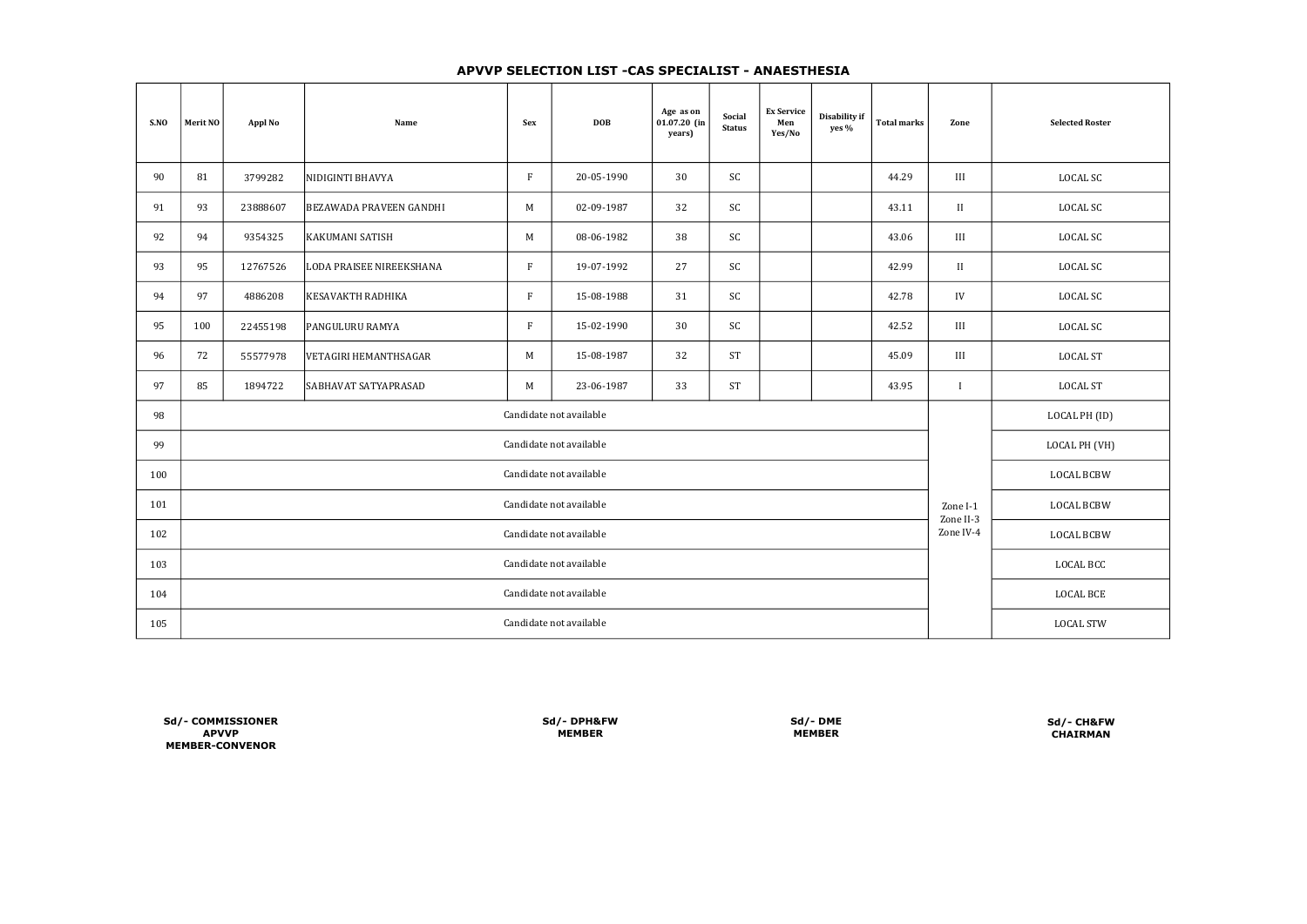# APVVP SELECTION LIST -CAS SPECIALIST - ANAESTHESIA

| S.NO | Merit NO | Appl No | Name | Sex | DOB | Age as on 01.07.20 (in years) | Social Status | Ex Service Men Yes/No | Disability if yes % | Total marks | Zone | Selected Roster |
|---|---|---|---|---|---|---|---|---|---|---|---|---|
| 90 | 81 | 3799282 | NIDIGINTI BHAVYA | F | 20-05-1990 | 30 | SC | | | 44.29 | III | LOCAL SC |
| 91 | 93 | 23888607 | BEZAWADA PRAVEEN GANDHI | M | 02-09-1987 | 32 | SC | | | 43.11 | II | LOCAL SC |
| 92 | 94 | 9354325 | KAKUMANI SATISH | M | 08-06-1982 | 38 | SC | | | 43.06 | III | LOCAL SC |
| 93 | 95 | 12767526 | LODA PRAISEE NIREEKSHANA | F | 19-07-1992 | 27 | SC | | | 42.99 | II | LOCAL SC |
| 94 | 97 | 4886208 | KESAVAKTH RADHIKA | F | 15-08-1988 | 31 | SC | | | 42.78 | IV | LOCAL SC |
| 95 | 100 | 22455198 | PANGULURU RAMYA | F | 15-02-1990 | 30 | SC | | | 42.52 | III | LOCAL SC |
| 96 | 72 | 55577978 | VETAGIRI HEMANTHSAGAR | M | 15-08-1987 | 32 | ST | | | 45.09 | III | LOCAL ST |
| 97 | 85 | 1894722 | SABHAVAT SATYAPRASAD | M | 23-06-1987 | 33 | ST | | | 43.95 | I | LOCAL ST |
| 98 | Candidate not available | | | | | | | | | | Zone I-1 Zone II-3 Zone IV-4 | LOCAL PH (ID) |
| 99 | Candidate not available | | | | | | | | | | | LOCAL PH (VH) |
| 100 | Candidate not available | | | | | | | | | | | LOCAL BCBW |
| 101 | Candidate not available | | | | | | | | | | | LOCAL BCBW |
| 102 | Candidate not available | | | | | | | | | | | LOCAL BCBW |
| 103 | Candidate not available | | | | | | | | | | | LOCAL BCC |
| 104 | Candidate not available | | | | | | | | | | | LOCAL BCE |
| 105 | Candidate not available | | | | | | | | | | | LOCAL STW |

**Sd/- COMMISSIONER**
**APVVP**
**MEMBER-CONVENOR**

**Sd/- DPH&FW**
**MEMBER**

**Sd/- DME**
**MEMBER**

**Sd/- CH&FW**
**CHAIRMAN**